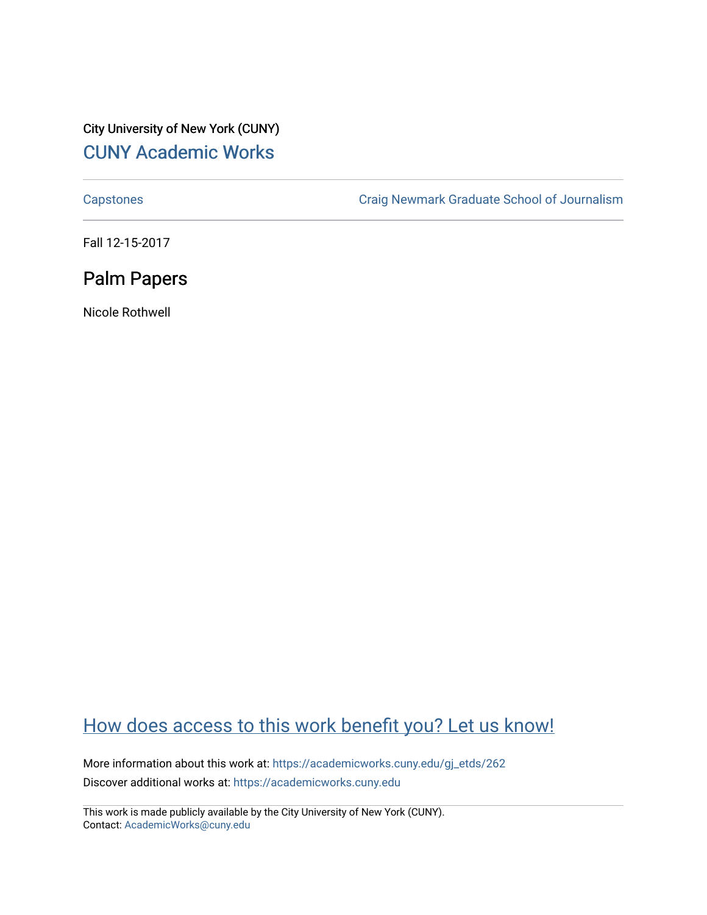City University of New York (CUNY)

CUNY Academic Works

Capstones

Craig Newmark Graduate School of Journalism

Fall 12-15-2017

# Palm Papers

Nicole Rothwell

How does access to this work benefit you? Let us know!

More information about this work at: https://academicworks.cuny.edu/gj_etds/262

Discover additional works at: https://academicworks.cuny.edu

This work is made publicly available by the City University of New York (CUNY).
Contact: AcademicWorks@cuny.edu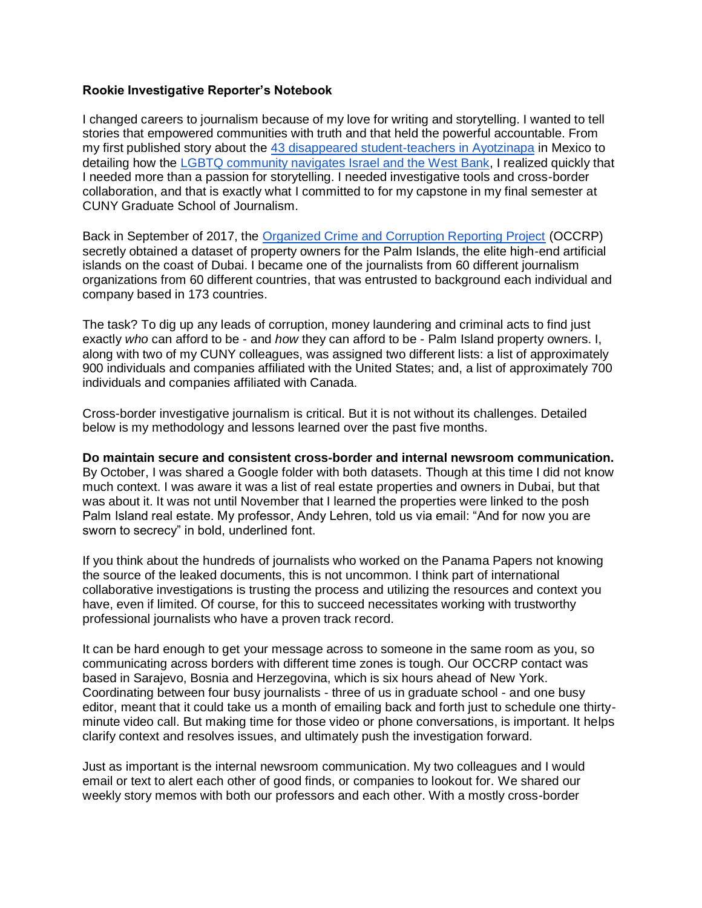**Rookie Investigative Reporter's Notebook**

I changed careers to journalism because of my love for writing and storytelling. I wanted to tell stories that empowered communities with truth and that held the powerful accountable. From my first published story about the [43 disappeared student-teachers in Ayotzinapa]() in Mexico to detailing how the [LGBTQ community navigates Israel and the West Bank](), I realized quickly that I needed more than a passion for storytelling. I needed investigative tools and cross-border collaboration, and that is exactly what I committed to for my capstone in my final semester at CUNY Graduate School of Journalism.

Back in September of 2017, the [Organized Crime and Corruption Reporting Project]() (OCCRP) secretly obtained a dataset of property owners for the Palm Islands, the elite high-end artificial islands on the coast of Dubai. I became one of the journalists from 60 different journalism organizations from 60 different countries, that was entrusted to background each individual and company based in 173 countries.

The task? To dig up any leads of corruption, money laundering and criminal acts to find just exactly *who* can afford to be - and *how* they can afford to be - Palm Island property owners. I, along with two of my CUNY colleagues, was assigned two different lists: a list of approximately 900 individuals and companies affiliated with the United States; and, a list of approximately 700 individuals and companies affiliated with Canada.

Cross-border investigative journalism is critical. But it is not without its challenges. Detailed below is my methodology and lessons learned over the past five months.

**Do maintain secure and consistent cross-border and internal newsroom communication.** By October, I was shared a Google folder with both datasets. Though at this time I did not know much context. I was aware it was a list of real estate properties and owners in Dubai, but that was about it. It was not until November that I learned the properties were linked to the posh Palm Island real estate. My professor, Andy Lehren, told us via email: "And for now you are sworn to secrecy" in bold, underlined font.

If you think about the hundreds of journalists who worked on the Panama Papers not knowing the source of the leaked documents, this is not uncommon. I think part of international collaborative investigations is trusting the process and utilizing the resources and context you have, even if limited. Of course, for this to succeed necessitates working with trustworthy professional journalists who have a proven track record.

It can be hard enough to get your message across to someone in the same room as you, so communicating across borders with different time zones is tough. Our OCCRP contact was based in Sarajevo, Bosnia and Herzegovina, which is six hours ahead of New York. Coordinating between four busy journalists - three of us in graduate school - and one busy editor, meant that it could take us a month of emailing back and forth just to schedule one thirty-minute video call. But making time for those video or phone conversations, is important. It helps clarify context and resolves issues, and ultimately push the investigation forward.

Just as important is the internal newsroom communication. My two colleagues and I would email or text to alert each other of good finds, or companies to lookout for. We shared our weekly story memos with both our professors and each other. With a mostly cross-border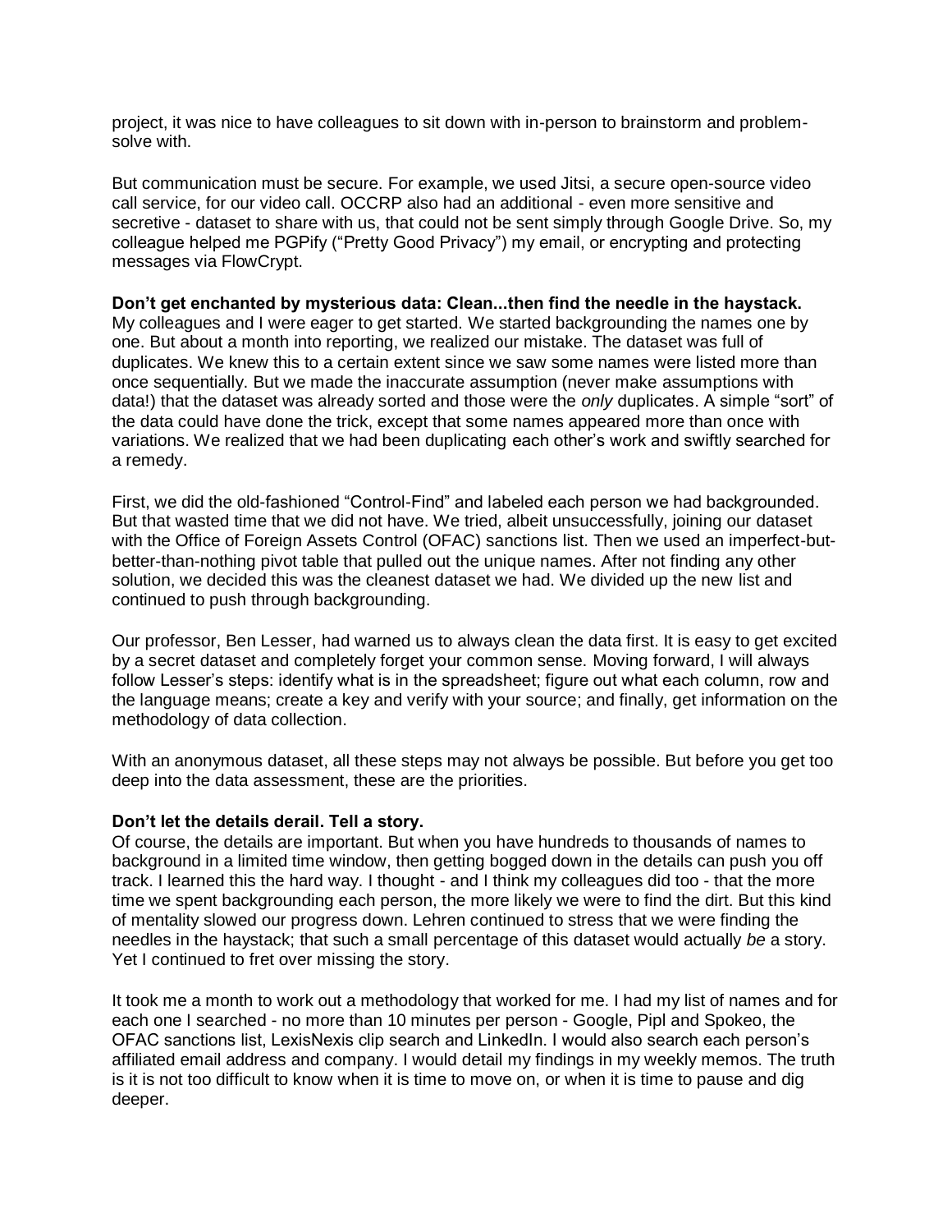project, it was nice to have colleagues to sit down with in-person to brainstorm and problem-solve with.

But communication must be secure. For example, we used Jitsi, a secure open-source video call service, for our video call. OCCRP also had an additional - even more sensitive and secretive - dataset to share with us, that could not be sent simply through Google Drive. So, my colleague helped me PGPify ("Pretty Good Privacy") my email, or encrypting and protecting messages via FlowCrypt.

**Don't get enchanted by mysterious data: Clean...then find the needle in the haystack.**
My colleagues and I were eager to get started. We started backgrounding the names one by one. But about a month into reporting, we realized our mistake. The dataset was full of duplicates. We knew this to a certain extent since we saw some names were listed more than once sequentially. But we made the inaccurate assumption (never make assumptions with data!) that the dataset was already sorted and those were the *only* duplicates. A simple "sort" of the data could have done the trick, except that some names appeared more than once with variations. We realized that we had been duplicating each other's work and swiftly searched for a remedy.

First, we did the old-fashioned "Control-Find" and labeled each person we had backgrounded. But that wasted time that we did not have. We tried, albeit unsuccessfully, joining our dataset with the Office of Foreign Assets Control (OFAC) sanctions list. Then we used an imperfect-but-better-than-nothing pivot table that pulled out the unique names. After not finding any other solution, we decided this was the cleanest dataset we had. We divided up the new list and continued to push through backgrounding.

Our professor, Ben Lesser, had warned us to always clean the data first. It is easy to get excited by a secret dataset and completely forget your common sense. Moving forward, I will always follow Lesser's steps: identify what is in the spreadsheet; figure out what each column, row and the language means; create a key and verify with your source; and finally, get information on the methodology of data collection.

With an anonymous dataset, all these steps may not always be possible. But before you get too deep into the data assessment, these are the priorities.

**Don't let the details derail. Tell a story.**
Of course, the details are important. But when you have hundreds to thousands of names to background in a limited time window, then getting bogged down in the details can push you off track. I learned this the hard way. I thought - and I think my colleagues did too - that the more time we spent backgrounding each person, the more likely we were to find the dirt. But this kind of mentality slowed our progress down. Lehren continued to stress that we were finding the needles in the haystack; that such a small percentage of this dataset would actually *be* a story. Yet I continued to fret over missing the story.

It took me a month to work out a methodology that worked for me. I had my list of names and for each one I searched - no more than 10 minutes per person - Google, Pipl and Spokeo, the OFAC sanctions list, LexisNexis clip search and LinkedIn. I would also search each person's affiliated email address and company. I would detail my findings in my weekly memos. The truth is it is not too difficult to know when it is time to move on, or when it is time to pause and dig deeper.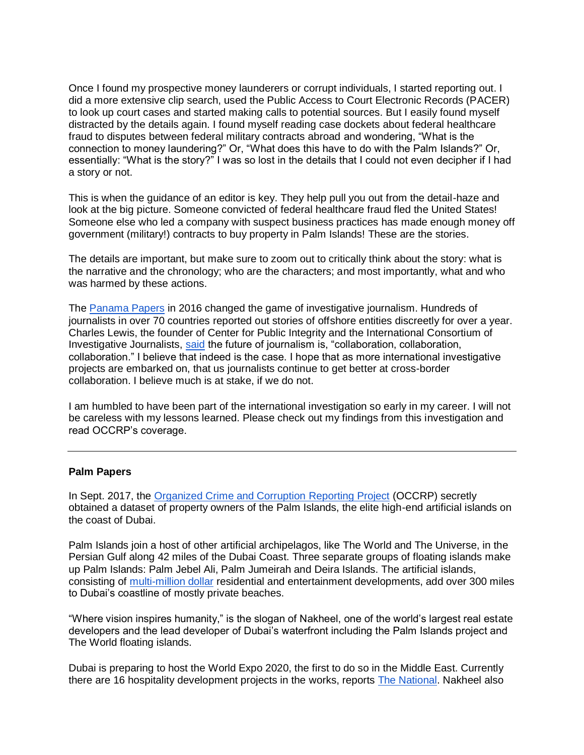Once I found my prospective money launderers or corrupt individuals, I started reporting out. I did a more extensive clip search, used the Public Access to Court Electronic Records (PACER) to look up court cases and started making calls to potential sources. But I easily found myself distracted by the details again. I found myself reading case dockets about federal healthcare fraud to disputes between federal military contracts abroad and wondering, "What is the connection to money laundering?" Or, "What does this have to do with the Palm Islands?" Or, essentially: "What is the story?" I was so lost in the details that I could not even decipher if I had a story or not.

This is when the guidance of an editor is key. They help pull you out from the detail-haze and look at the big picture. Someone convicted of federal healthcare fraud fled the United States! Someone else who led a company with suspect business practices has made enough money off government (military!) contracts to buy property in Palm Islands! These are the stories.

The details are important, but make sure to zoom out to critically think about the story: what is the narrative and the chronology; who are the characters; and most importantly, what and who was harmed by these actions.

The [Panama Papers](#) in 2016 changed the game of investigative journalism. Hundreds of journalists in over 70 countries reported out stories of offshore entities discreetly for over a year. Charles Lewis, the founder of Center for Public Integrity and the International Consortium of Investigative Journalists, [said](#) the future of journalism is, "collaboration, collaboration, collaboration." I believe that indeed is the case. I hope that as more international investigative projects are embarked on, that us journalists continue to get better at cross-border collaboration. I believe much is at stake, if we do not.

I am humbled to have been part of the international investigation so early in my career. I will not be careless with my lessons learned. Please check out my findings from this investigation and read OCCRP's coverage.

---

**Palm Papers**

In Sept. 2017, the [Organized Crime and Corruption Reporting Project](#) (OCCRP) secretly obtained a dataset of property owners of the Palm Islands, the elite high-end artificial islands on the coast of Dubai.

Palm Islands join a host of other artificial archipelagos, like The World and The Universe, in the Persian Gulf along 42 miles of the Dubai Coast. Three separate groups of floating islands make up Palm Islands: Palm Jebel Ali, Palm Jumeirah and Deira Islands. The artificial islands, consisting of [multi-million dollar](#) residential and entertainment developments, add over 300 miles to Dubai's coastline of mostly private beaches.

"Where vision inspires humanity," is the slogan of Nakheel, one of the world's largest real estate developers and the lead developer of Dubai's waterfront including the Palm Islands project and The World floating islands.

Dubai is preparing to host the World Expo 2020, the first to do so in the Middle East. Currently there are 16 hospitality development projects in the works, reports [The National](#). Nakheel also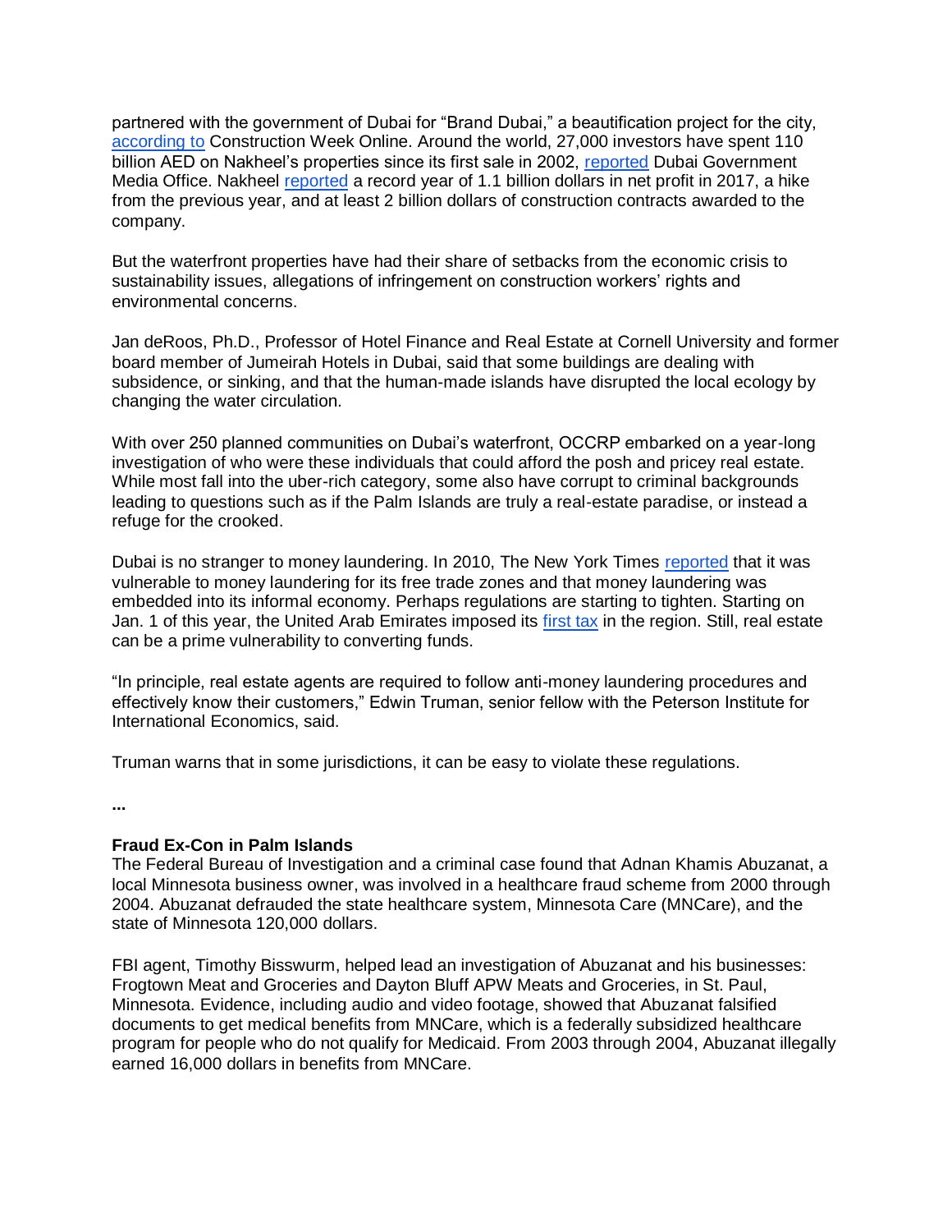partnered with the government of Dubai for "Brand Dubai," a beautification project for the city, [according to](#) Construction Week Online. Around the world, 27,000 investors have spent 110 billion AED on Nakheel's properties since its first sale in 2002, [reported](#) Dubai Government Media Office. Nakheel [reported](#) a record year of 1.1 billion dollars in net profit in 2017, a hike from the previous year, and at least 2 billion dollars of construction contracts awarded to the company.

But the waterfront properties have had their share of setbacks from the economic crisis to sustainability issues, allegations of infringement on construction workers' rights and environmental concerns.

Jan deRoos, Ph.D., Professor of Hotel Finance and Real Estate at Cornell University and former board member of Jumeirah Hotels in Dubai, said that some buildings are dealing with subsidence, or sinking, and that the human-made islands have disrupted the local ecology by changing the water circulation.

With over 250 planned communities on Dubai's waterfront, OCCRP embarked on a year-long investigation of who were these individuals that could afford the posh and pricey real estate. While most fall into the uber-rich category, some also have corrupt to criminal backgrounds leading to questions such as if the Palm Islands are truly a real-estate paradise, or instead a refuge for the crooked.

Dubai is no stranger to money laundering. In 2010, The New York Times [reported](#) that it was vulnerable to money laundering for its free trade zones and that money laundering was embedded into its informal economy. Perhaps regulations are starting to tighten. Starting on Jan. 1 of this year, the United Arab Emirates imposed its [first tax](#) in the region. Still, real estate can be a prime vulnerability to converting funds.

"In principle, real estate agents are required to follow anti-money laundering procedures and effectively know their customers," Edwin Truman, senior fellow with the Peterson Institute for International Economics, said.

Truman warns that in some jurisdictions, it can be easy to violate these regulations.

**...**

**Fraud Ex-Con in Palm Islands**

The Federal Bureau of Investigation and a criminal case found that Adnan Khamis Abuzanat, a local Minnesota business owner, was involved in a healthcare fraud scheme from 2000 through 2004. Abuzanat defrauded the state healthcare system, Minnesota Care (MNCare), and the state of Minnesota 120,000 dollars.

FBI agent, Timothy Bisswurm, helped lead an investigation of Abuzanat and his businesses: Frogtown Meat and Groceries and Dayton Bluff APW Meats and Groceries, in St. Paul, Minnesota. Evidence, including audio and video footage, showed that Abuzanat falsified documents to get medical benefits from MNCare, which is a federally subsidized healthcare program for people who do not qualify for Medicaid. From 2003 through 2004, Abuzanat illegally earned 16,000 dollars in benefits from MNCare.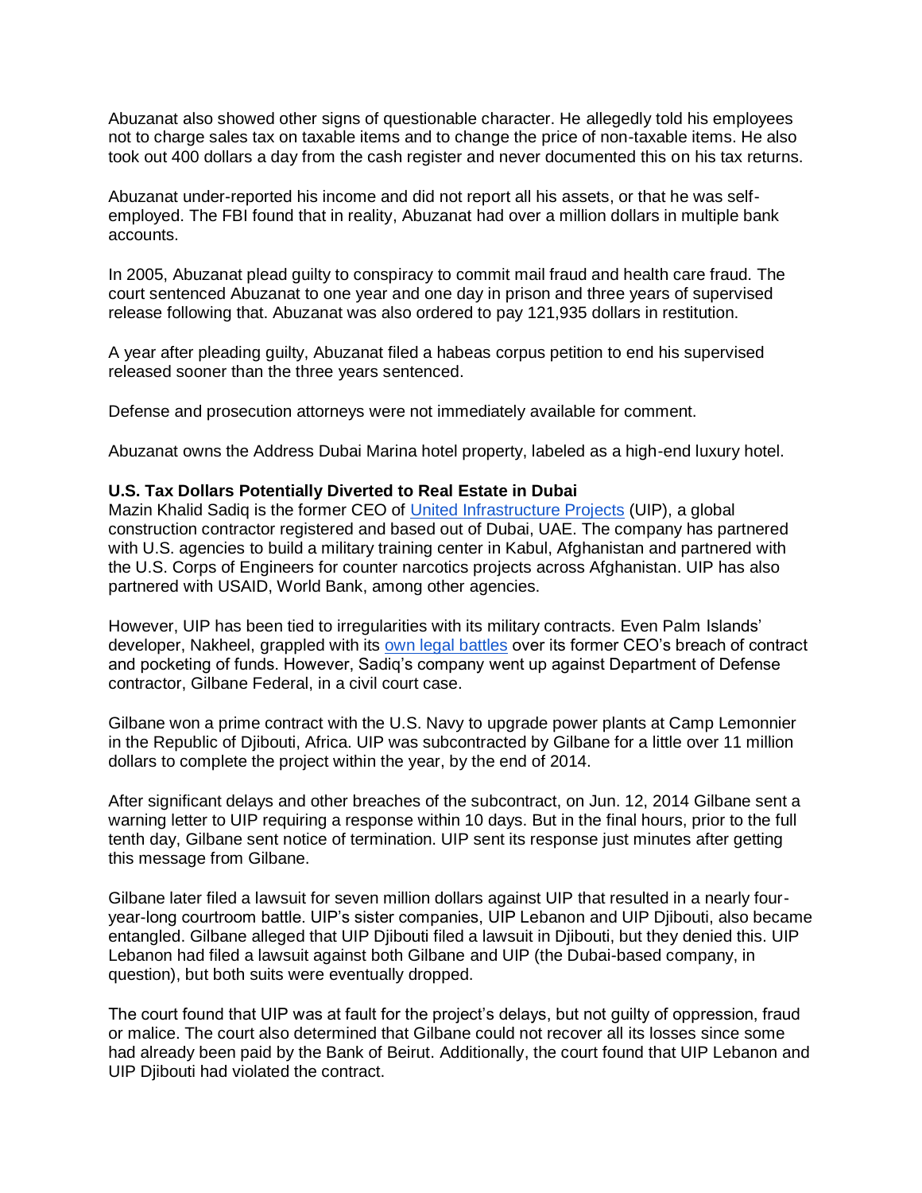Abuzanat also showed other signs of questionable character. He allegedly told his employees not to charge sales tax on taxable items and to change the price of non-taxable items. He also took out 400 dollars a day from the cash register and never documented this on his tax returns.

Abuzanat under-reported his income and did not report all his assets, or that he was self-employed. The FBI found that in reality, Abuzanat had over a million dollars in multiple bank accounts.

In 2005, Abuzanat plead guilty to conspiracy to commit mail fraud and health care fraud. The court sentenced Abuzanat to one year and one day in prison and three years of supervised release following that. Abuzanat was also ordered to pay 121,935 dollars in restitution.

A year after pleading guilty, Abuzanat filed a habeas corpus petition to end his supervised released sooner than the three years sentenced.

Defense and prosecution attorneys were not immediately available for comment.

Abuzanat owns the Address Dubai Marina hotel property, labeled as a high-end luxury hotel.

**U.S. Tax Dollars Potentially Diverted to Real Estate in Dubai**

Mazin Khalid Sadiq is the former CEO of [United Infrastructure Projects] (UIP), a global construction contractor registered and based out of Dubai, UAE. The company has partnered with U.S. agencies to build a military training center in Kabul, Afghanistan and partnered with the U.S. Corps of Engineers for counter narcotics projects across Afghanistan. UIP has also partnered with USAID, World Bank, among other agencies.

However, UIP has been tied to irregularities with its military contracts. Even Palm Islands' developer, Nakheel, grappled with its [own legal battles] over its former CEO's breach of contract and pocketing of funds. However, Sadiq's company went up against Department of Defense contractor, Gilbane Federal, in a civil court case.

Gilbane won a prime contract with the U.S. Navy to upgrade power plants at Camp Lemonnier in the Republic of Djibouti, Africa. UIP was subcontracted by Gilbane for a little over 11 million dollars to complete the project within the year, by the end of 2014.

After significant delays and other breaches of the subcontract, on Jun. 12, 2014 Gilbane sent a warning letter to UIP requiring a response within 10 days. But in the final hours, prior to the full tenth day, Gilbane sent notice of termination. UIP sent its response just minutes after getting this message from Gilbane.

Gilbane later filed a lawsuit for seven million dollars against UIP that resulted in a nearly four-year-long courtroom battle. UIP's sister companies, UIP Lebanon and UIP Djibouti, also became entangled. Gilbane alleged that UIP Djibouti filed a lawsuit in Djibouti, but they denied this. UIP Lebanon had filed a lawsuit against both Gilbane and UIP (the Dubai-based company, in question), but both suits were eventually dropped.

The court found that UIP was at fault for the project's delays, but not guilty of oppression, fraud or malice. The court also determined that Gilbane could not recover all its losses since some had already been paid by the Bank of Beirut. Additionally, the court found that UIP Lebanon and UIP Djibouti had violated the contract.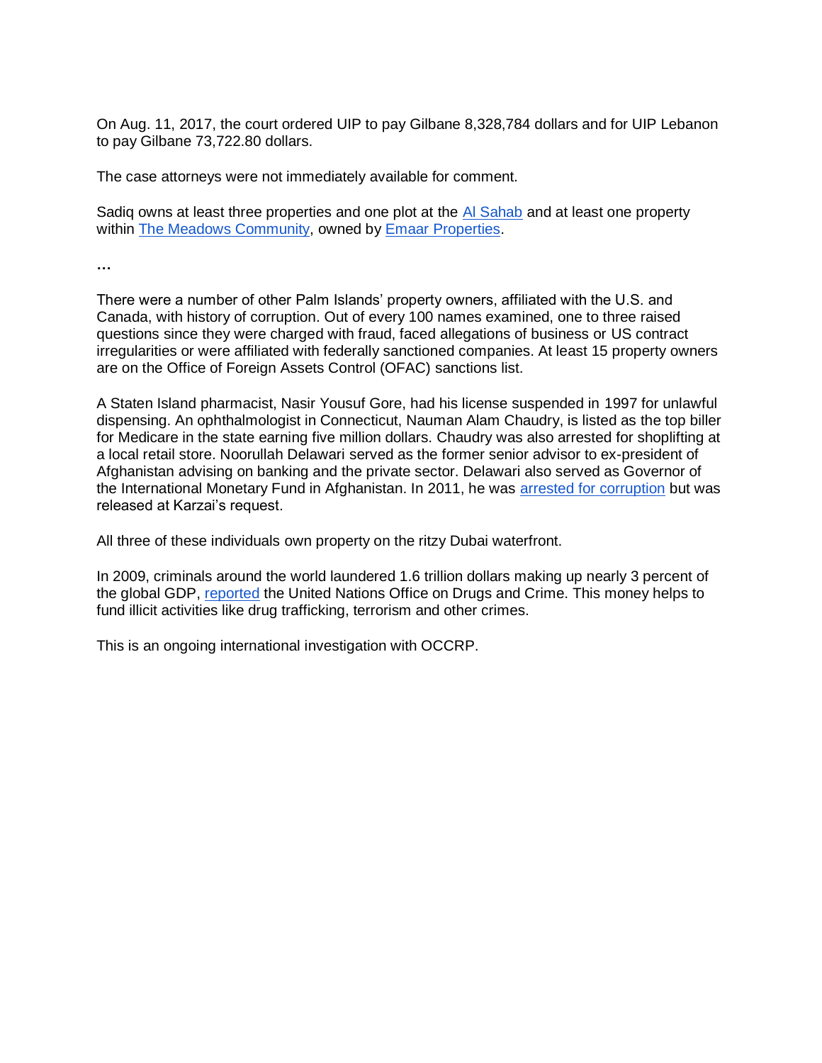On Aug. 11, 2017, the court ordered UIP to pay Gilbane 8,328,784 dollars and for UIP Lebanon to pay Gilbane 73,722.80 dollars.

The case attorneys were not immediately available for comment.

Sadiq owns at least three properties and one plot at the Al Sahab and at least one property within The Meadows Community, owned by Emaar Properties.

…

There were a number of other Palm Islands' property owners, affiliated with the U.S. and Canada, with history of corruption. Out of every 100 names examined, one to three raised questions since they were charged with fraud, faced allegations of business or US contract irregularities or were affiliated with federally sanctioned companies. At least 15 property owners are on the Office of Foreign Assets Control (OFAC) sanctions list.

A Staten Island pharmacist, Nasir Yousuf Gore, had his license suspended in 1997 for unlawful dispensing. An ophthalmologist in Connecticut, Nauman Alam Chaudry, is listed as the top biller for Medicare in the state earning five million dollars. Chaudry was also arrested for shoplifting at a local retail store. Noorullah Delawari served as the former senior advisor to ex-president of Afghanistan advising on banking and the private sector. Delawari also served as Governor of the International Monetary Fund in Afghanistan. In 2011, he was arrested for corruption but was released at Karzai's request.

All three of these individuals own property on the ritzy Dubai waterfront.

In 2009, criminals around the world laundered 1.6 trillion dollars making up nearly 3 percent of the global GDP, reported the United Nations Office on Drugs and Crime. This money helps to fund illicit activities like drug trafficking, terrorism and other crimes.

This is an ongoing international investigation with OCCRP.